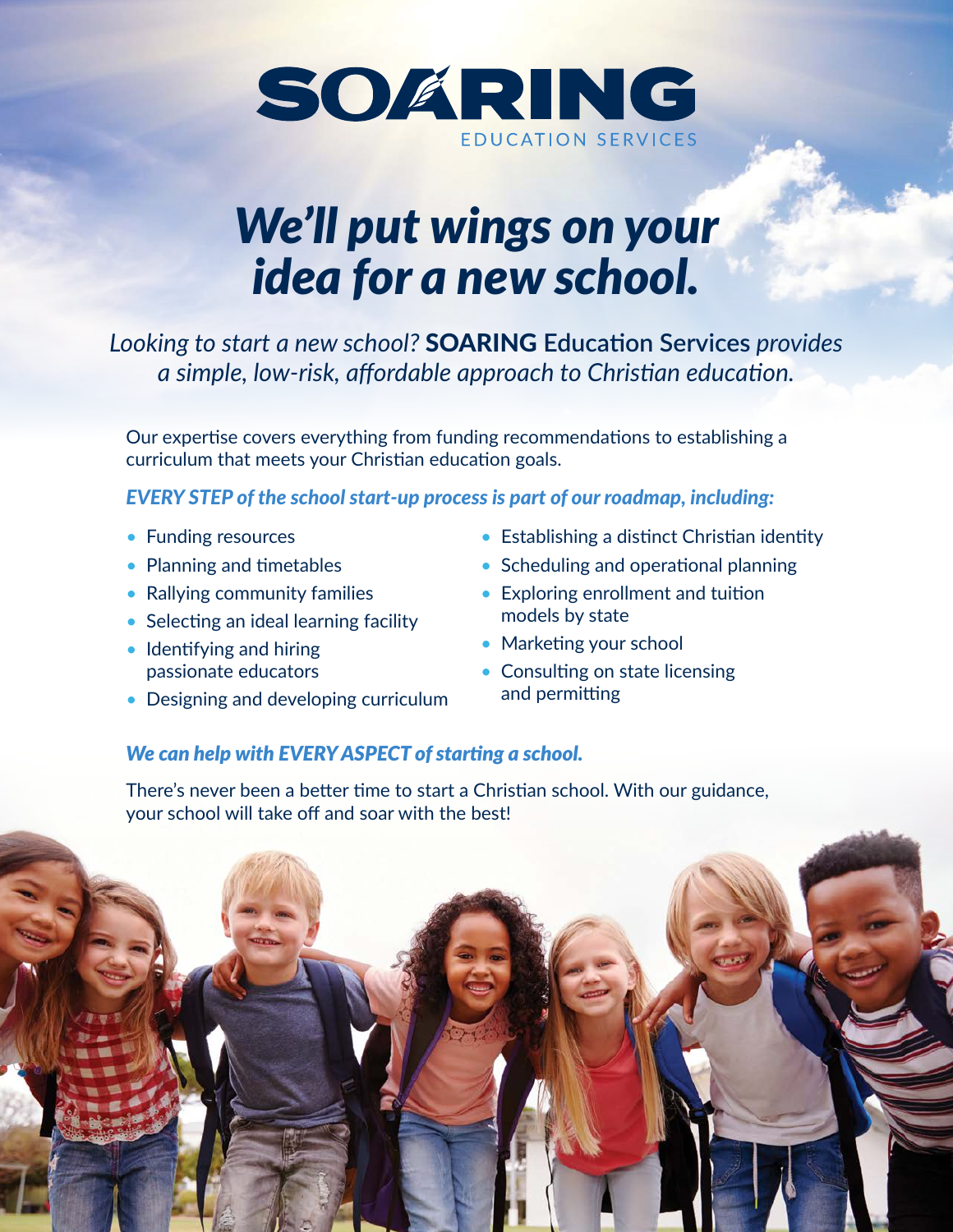# SOARING

EDUCATION SERVICES

## *We'll put wings on your idea for a new school.*

*Looking to start a new school?* **SOARING Education Services** *provides a simple, low-risk, affordable approach to Christian education.*

Our expertise covers everything from funding recommendations to establishing a curriculum that meets your Christian education goals.

***EVERY STEP of the school start-up process is part of our roadmap, including:***

- Funding resources
- Planning and timetables
- Rallying community families
- Selecting an ideal learning facility
- Identifying and hiring passionate educators
- Designing and developing curriculum
- Establishing a distinct Christian identity
- Scheduling and operational planning
- Exploring enrollment and tuition models by state
- Marketing your school
- Consulting on state licensing and permitting

***We can help with EVERY ASPECT of starting a school.***

There's never been a better time to start a Christian school. With our guidance, your school will take off and soar with the best!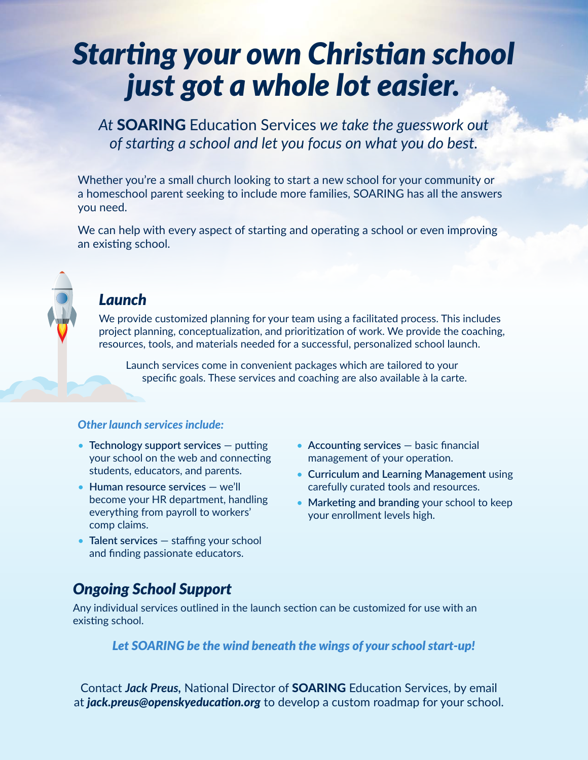# *Starting your own Christian school just got a whole lot easier.*

*At* **SOARING** Education Services *we take the guesswork out of starting a school and let you focus on what you do best.*

Whether you're a small church looking to start a new school for your community or a homeschool parent seeking to include more families, SOARING has all the answers you need.

We can help with every aspect of starting and operating a school or even improving an existing school.

## *Launch*

We provide customized planning for your team using a facilitated process. This includes project planning, conceptualization, and prioritization of work. We provide the coaching, resources, tools, and materials needed for a successful, personalized school launch.

Launch services come in convenient packages which are tailored to your specific goals. These services and coaching are also available à la carte.

*Other launch services include:*

- **Technology support services** — putting your school on the web and connecting students, educators, and parents.
- **Human resource services** — we'll become your HR department, handling everything from payroll to workers' comp claims.
- **Talent services** — staffing your school and finding passionate educators.
- **Accounting services** — basic financial management of your operation.
- **Curriculum and Learning Management** using carefully curated tools and resources.
- **Marketing and branding** your school to keep your enrollment levels high.

## *Ongoing School Support*

Any individual services outlined in the launch section can be customized for use with an existing school.

***Let SOARING be the wind beneath the wings of your school start-up!***

Contact ***Jack Preus,*** National Director of **SOARING** Education Services, by email at ***jack.preus@openskyeducation.org*** to develop a custom roadmap for your school.